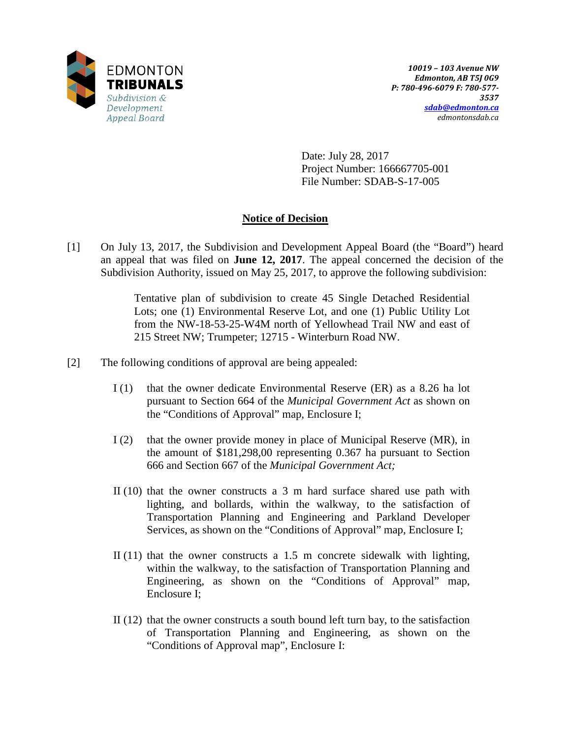EDMONTON
**TRIBUNALS**
*Subdivision & Development Appeal Board*

*10019 – 103 Avenue NW*
*Edmonton, AB T5J 0G9*
*P: 780-496-6079 F: 780-577-3537*
*sdab@edmonton.ca*
*edmontonsdab.ca*

Date: July 28, 2017
Project Number: 166667705-001
File Number: SDAB-S-17-005

## Notice of Decision

[1] On July 13, 2017, the Subdivision and Development Appeal Board (the "Board") heard an appeal that was filed on **June 12, 2017**. The appeal concerned the decision of the Subdivision Authority, issued on May 25, 2017, to approve the following subdivision:

> Tentative plan of subdivision to create 45 Single Detached Residential Lots; one (1) Environmental Reserve Lot, and one (1) Public Utility Lot from the NW-18-53-25-W4M north of Yellowhead Trail NW and east of 215 Street NW; Trumpeter; 12715 - Winterburn Road NW.

[2] The following conditions of approval are being appealed:

I (1) that the owner dedicate Environmental Reserve (ER) as a 8.26 ha lot pursuant to Section 664 of the *Municipal Government Act* as shown on the "Conditions of Approval" map, Enclosure I;

I (2) that the owner provide money in place of Municipal Reserve (MR), in the amount of $181,298,00 representing 0.367 ha pursuant to Section 666 and Section 667 of the *Municipal Government Act;*

II (10) that the owner constructs a 3 m hard surface shared use path with lighting, and bollards, within the walkway, to the satisfaction of Transportation Planning and Engineering and Parkland Developer Services, as shown on the "Conditions of Approval" map, Enclosure I;

II (11) that the owner constructs a 1.5 m concrete sidewalk with lighting, within the walkway, to the satisfaction of Transportation Planning and Engineering, as shown on the "Conditions of Approval" map, Enclosure I;

II (12) that the owner constructs a south bound left turn bay, to the satisfaction of Transportation Planning and Engineering, as shown on the "Conditions of Approval map", Enclosure I: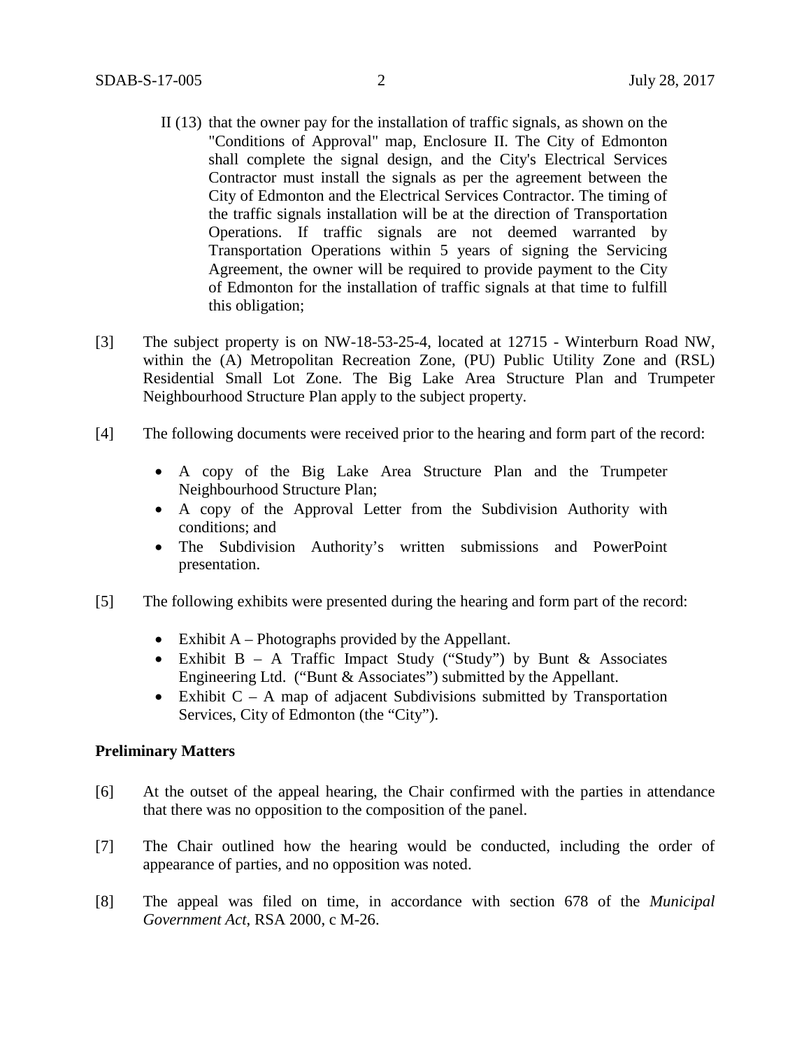II (13) that the owner pay for the installation of traffic signals, as shown on the "Conditions of Approval" map, Enclosure II. The City of Edmonton shall complete the signal design, and the City's Electrical Services Contractor must install the signals as per the agreement between the City of Edmonton and the Electrical Services Contractor. The timing of the traffic signals installation will be at the direction of Transportation Operations. If traffic signals are not deemed warranted by Transportation Operations within 5 years of signing the Servicing Agreement, the owner will be required to provide payment to the City of Edmonton for the installation of traffic signals at that time to fulfill this obligation;

[3] The subject property is on NW-18-53-25-4, located at 12715 - Winterburn Road NW, within the (A) Metropolitan Recreation Zone, (PU) Public Utility Zone and (RSL) Residential Small Lot Zone. The Big Lake Area Structure Plan and Trumpeter Neighbourhood Structure Plan apply to the subject property.

[4] The following documents were received prior to the hearing and form part of the record:

- A copy of the Big Lake Area Structure Plan and the Trumpeter Neighbourhood Structure Plan;
- A copy of the Approval Letter from the Subdivision Authority with conditions; and
- The Subdivision Authority's written submissions and PowerPoint presentation.

[5] The following exhibits were presented during the hearing and form part of the record:

- Exhibit A – Photographs provided by the Appellant.
- Exhibit B – A Traffic Impact Study ("Study") by Bunt & Associates Engineering Ltd. ("Bunt & Associates") submitted by the Appellant.
- Exhibit C – A map of adjacent Subdivisions submitted by Transportation Services, City of Edmonton (the "City").

**Preliminary Matters**

[6] At the outset of the appeal hearing, the Chair confirmed with the parties in attendance that there was no opposition to the composition of the panel.

[7] The Chair outlined how the hearing would be conducted, including the order of appearance of parties, and no opposition was noted.

[8] The appeal was filed on time, in accordance with section 678 of the *Municipal Government Act*, RSA 2000, c M-26.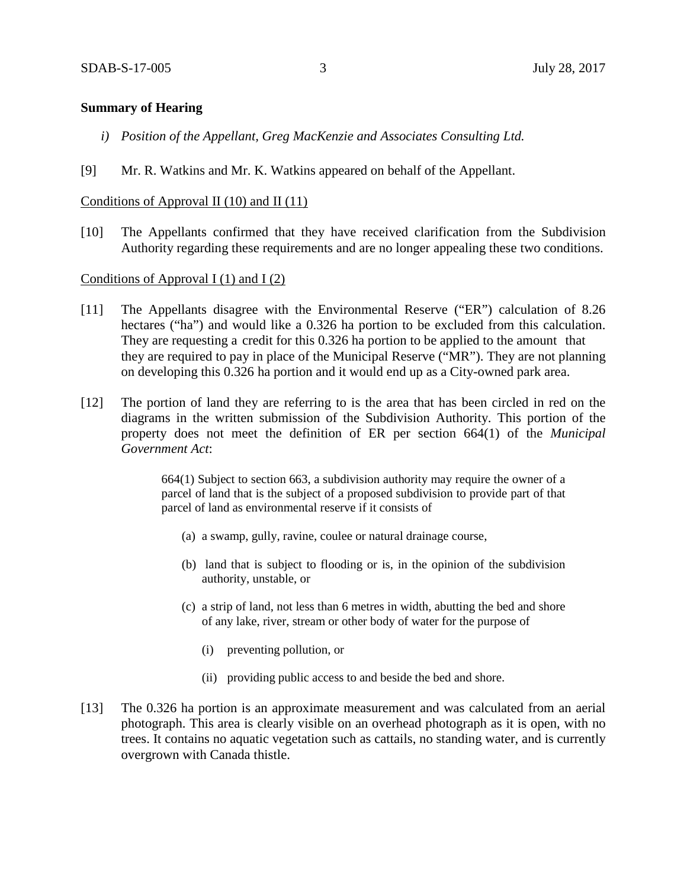**Summary of Hearing**

*i) Position of the Appellant, Greg MacKenzie and Associates Consulting Ltd.*

[9] Mr. R. Watkins and Mr. K. Watkins appeared on behalf of the Appellant.

<u>Conditions of Approval II (10) and II (11)</u>

[10] The Appellants confirmed that they have received clarification from the Subdivision Authority regarding these requirements and are no longer appealing these two conditions.

<u>Conditions of Approval I (1) and I (2)</u>

[11] The Appellants disagree with the Environmental Reserve ("ER") calculation of 8.26 hectares ("ha") and would like a 0.326 ha portion to be excluded from this calculation. They are requesting a credit for this 0.326 ha portion to be applied to the amount that they are required to pay in place of the Municipal Reserve ("MR"). They are not planning on developing this 0.326 ha portion and it would end up as a City-owned park area.

[12] The portion of land they are referring to is the area that has been circled in red on the diagrams in the written submission of the Subdivision Authority. This portion of the property does not meet the definition of ER per section 664(1) of the *Municipal Government Act*:

> 664(1) Subject to section 663, a subdivision authority may require the owner of a parcel of land that is the subject of a proposed subdivision to provide part of that parcel of land as environmental reserve if it consists of
>
> (a) a swamp, gully, ravine, coulee or natural drainage course,
>
> (b) land that is subject to flooding or is, in the opinion of the subdivision authority, unstable, or
>
> (c) a strip of land, not less than 6 metres in width, abutting the bed and shore of any lake, river, stream or other body of water for the purpose of
>
> (i) preventing pollution, or
>
> (ii) providing public access to and beside the bed and shore.

[13] The 0.326 ha portion is an approximate measurement and was calculated from an aerial photograph. This area is clearly visible on an overhead photograph as it is open, with no trees. It contains no aquatic vegetation such as cattails, no standing water, and is currently overgrown with Canada thistle.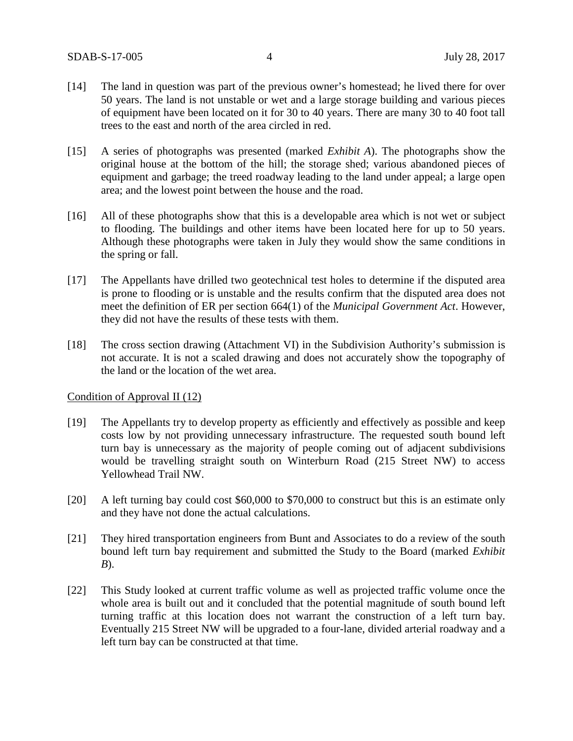[14] The land in question was part of the previous owner's homestead; he lived there for over 50 years. The land is not unstable or wet and a large storage building and various pieces of equipment have been located on it for 30 to 40 years. There are many 30 to 40 foot tall trees to the east and north of the area circled in red.

[15] A series of photographs was presented (marked *Exhibit A*). The photographs show the original house at the bottom of the hill; the storage shed; various abandoned pieces of equipment and garbage; the treed roadway leading to the land under appeal; a large open area; and the lowest point between the house and the road.

[16] All of these photographs show that this is a developable area which is not wet or subject to flooding. The buildings and other items have been located here for up to 50 years. Although these photographs were taken in July they would show the same conditions in the spring or fall.

[17] The Appellants have drilled two geotechnical test holes to determine if the disputed area is prone to flooding or is unstable and the results confirm that the disputed area does not meet the definition of ER per section 664(1) of the *Municipal Government Act*. However, they did not have the results of these tests with them.

[18] The cross section drawing (Attachment VI) in the Subdivision Authority's submission is not accurate. It is not a scaled drawing and does not accurately show the topography of the land or the location of the wet area.

<u>Condition of Approval II (12)</u>

[19] The Appellants try to develop property as efficiently and effectively as possible and keep costs low by not providing unnecessary infrastructure. The requested south bound left turn bay is unnecessary as the majority of people coming out of adjacent subdivisions would be travelling straight south on Winterburn Road (215 Street NW) to access Yellowhead Trail NW.

[20] A left turning bay could cost $60,000 to $70,000 to construct but this is an estimate only and they have not done the actual calculations.

[21] They hired transportation engineers from Bunt and Associates to do a review of the south bound left turn bay requirement and submitted the Study to the Board (marked *Exhibit B*).

[22] This Study looked at current traffic volume as well as projected traffic volume once the whole area is built out and it concluded that the potential magnitude of south bound left turning traffic at this location does not warrant the construction of a left turn bay. Eventually 215 Street NW will be upgraded to a four-lane, divided arterial roadway and a left turn bay can be constructed at that time.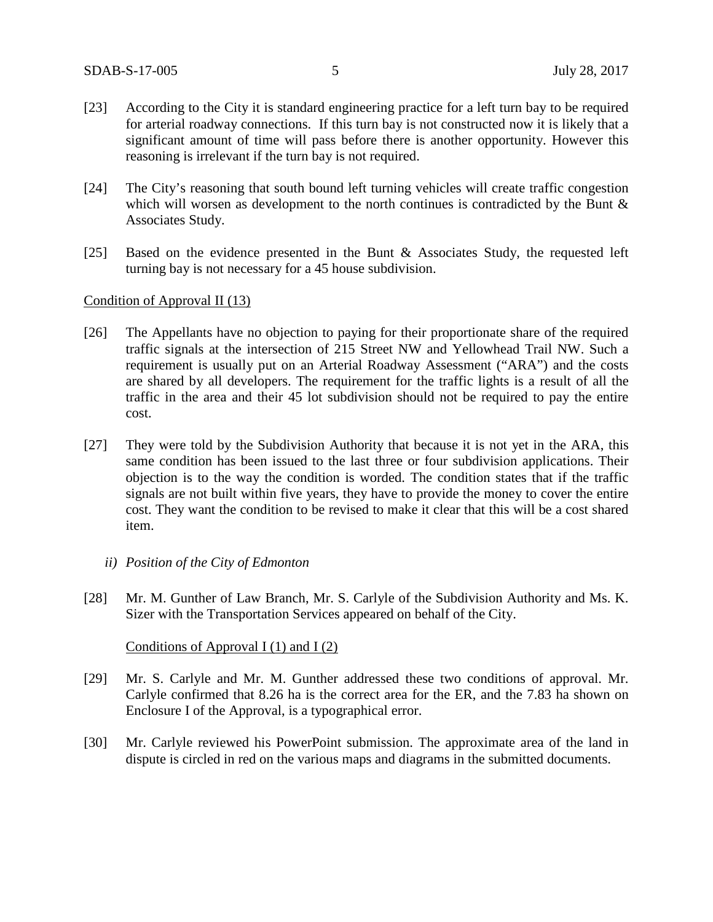[23] According to the City it is standard engineering practice for a left turn bay to be required for arterial roadway connections. If this turn bay is not constructed now it is likely that a significant amount of time will pass before there is another opportunity. However this reasoning is irrelevant if the turn bay is not required.

[24] The City's reasoning that south bound left turning vehicles will create traffic congestion which will worsen as development to the north continues is contradicted by the Bunt & Associates Study.

[25] Based on the evidence presented in the Bunt & Associates Study, the requested left turning bay is not necessary for a 45 house subdivision.

<u>Condition of Approval II (13)</u>

[26] The Appellants have no objection to paying for their proportionate share of the required traffic signals at the intersection of 215 Street NW and Yellowhead Trail NW. Such a requirement is usually put on an Arterial Roadway Assessment ("ARA") and the costs are shared by all developers. The requirement for the traffic lights is a result of all the traffic in the area and their 45 lot subdivision should not be required to pay the entire cost.

[27] They were told by the Subdivision Authority that because it is not yet in the ARA, this same condition has been issued to the last three or four subdivision applications. Their objection is to the way the condition is worded. The condition states that if the traffic signals are not built within five years, they have to provide the money to cover the entire cost. They want the condition to be revised to make it clear that this will be a cost shared item.

*ii) Position of the City of Edmonton*

[28] Mr. M. Gunther of Law Branch, Mr. S. Carlyle of the Subdivision Authority and Ms. K. Sizer with the Transportation Services appeared on behalf of the City.

<u>Conditions of Approval I (1) and I (2)</u>

[29] Mr. S. Carlyle and Mr. M. Gunther addressed these two conditions of approval. Mr. Carlyle confirmed that 8.26 ha is the correct area for the ER, and the 7.83 ha shown on Enclosure I of the Approval, is a typographical error.

[30] Mr. Carlyle reviewed his PowerPoint submission. The approximate area of the land in dispute is circled in red on the various maps and diagrams in the submitted documents.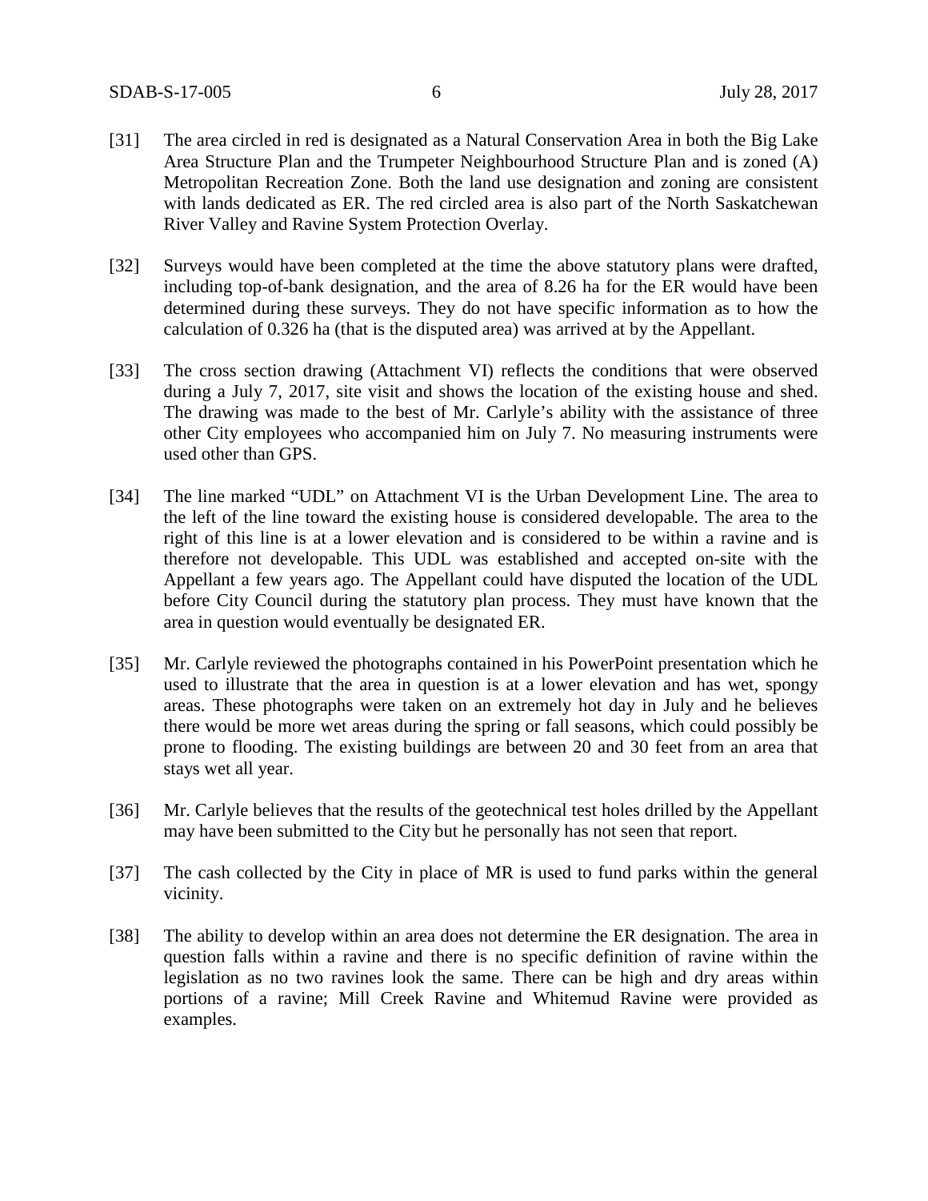[31] The area circled in red is designated as a Natural Conservation Area in both the Big Lake Area Structure Plan and the Trumpeter Neighbourhood Structure Plan and is zoned (A) Metropolitan Recreation Zone. Both the land use designation and zoning are consistent with lands dedicated as ER. The red circled area is also part of the North Saskatchewan River Valley and Ravine System Protection Overlay.

[32] Surveys would have been completed at the time the above statutory plans were drafted, including top-of-bank designation, and the area of 8.26 ha for the ER would have been determined during these surveys. They do not have specific information as to how the calculation of 0.326 ha (that is the disputed area) was arrived at by the Appellant.

[33] The cross section drawing (Attachment VI) reflects the conditions that were observed during a July 7, 2017, site visit and shows the location of the existing house and shed. The drawing was made to the best of Mr. Carlyle's ability with the assistance of three other City employees who accompanied him on July 7. No measuring instruments were used other than GPS.

[34] The line marked "UDL" on Attachment VI is the Urban Development Line. The area to the left of the line toward the existing house is considered developable. The area to the right of this line is at a lower elevation and is considered to be within a ravine and is therefore not developable. This UDL was established and accepted on-site with the Appellant a few years ago. The Appellant could have disputed the location of the UDL before City Council during the statutory plan process. They must have known that the area in question would eventually be designated ER.

[35] Mr. Carlyle reviewed the photographs contained in his PowerPoint presentation which he used to illustrate that the area in question is at a lower elevation and has wet, spongy areas. These photographs were taken on an extremely hot day in July and he believes there would be more wet areas during the spring or fall seasons, which could possibly be prone to flooding. The existing buildings are between 20 and 30 feet from an area that stays wet all year.

[36] Mr. Carlyle believes that the results of the geotechnical test holes drilled by the Appellant may have been submitted to the City but he personally has not seen that report.

[37] The cash collected by the City in place of MR is used to fund parks within the general vicinity.

[38] The ability to develop within an area does not determine the ER designation. The area in question falls within a ravine and there is no specific definition of ravine within the legislation as no two ravines look the same. There can be high and dry areas within portions of a ravine; Mill Creek Ravine and Whitemud Ravine were provided as examples.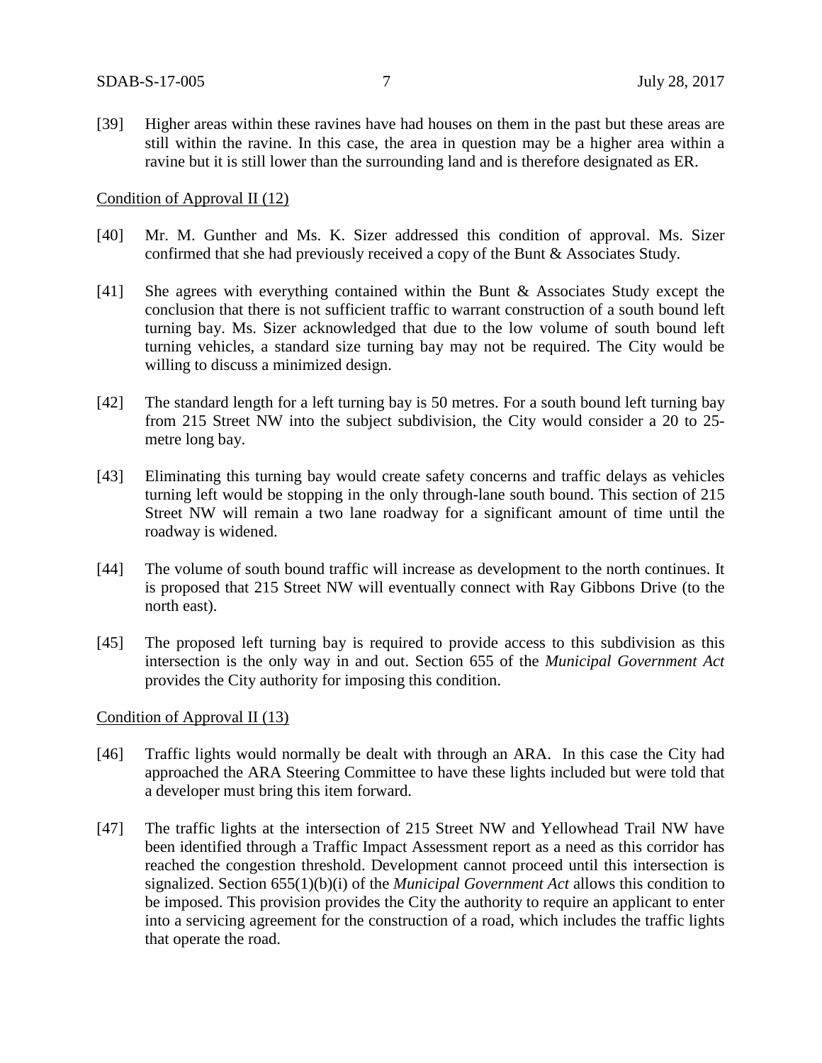[39] Higher areas within these ravines have had houses on them in the past but these areas are still within the ravine. In this case, the area in question may be a higher area within a ravine but it is still lower than the surrounding land and is therefore designated as ER.

Condition of Approval II (12)

[40] Mr. M. Gunther and Ms. K. Sizer addressed this condition of approval. Ms. Sizer confirmed that she had previously received a copy of the Bunt & Associates Study.

[41] She agrees with everything contained within the Bunt & Associates Study except the conclusion that there is not sufficient traffic to warrant construction of a south bound left turning bay. Ms. Sizer acknowledged that due to the low volume of south bound left turning vehicles, a standard size turning bay may not be required. The City would be willing to discuss a minimized design.

[42] The standard length for a left turning bay is 50 metres. For a south bound left turning bay from 215 Street NW into the subject subdivision, the City would consider a 20 to 25-metre long bay.

[43] Eliminating this turning bay would create safety concerns and traffic delays as vehicles turning left would be stopping in the only through-lane south bound. This section of 215 Street NW will remain a two lane roadway for a significant amount of time until the roadway is widened.

[44] The volume of south bound traffic will increase as development to the north continues. It is proposed that 215 Street NW will eventually connect with Ray Gibbons Drive (to the north east).

[45] The proposed left turning bay is required to provide access to this subdivision as this intersection is the only way in and out. Section 655 of the *Municipal Government Act* provides the City authority for imposing this condition.

Condition of Approval II (13)

[46] Traffic lights would normally be dealt with through an ARA. In this case the City had approached the ARA Steering Committee to have these lights included but were told that a developer must bring this item forward.

[47] The traffic lights at the intersection of 215 Street NW and Yellowhead Trail NW have been identified through a Traffic Impact Assessment report as a need as this corridor has reached the congestion threshold. Development cannot proceed until this intersection is signalized. Section 655(1)(b)(i) of the *Municipal Government Act* allows this condition to be imposed. This provision provides the City the authority to require an applicant to enter into a servicing agreement for the construction of a road, which includes the traffic lights that operate the road.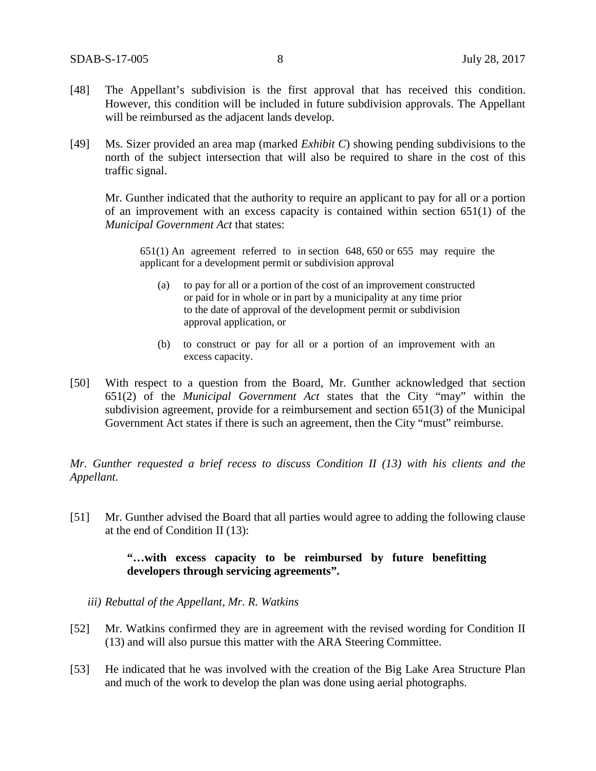[48] The Appellant's subdivision is the first approval that has received this condition. However, this condition will be included in future subdivision approvals. The Appellant will be reimbursed as the adjacent lands develop.

[49] Ms. Sizer provided an area map (marked *Exhibit C*) showing pending subdivisions to the north of the subject intersection that will also be required to share in the cost of this traffic signal.

Mr. Gunther indicated that the authority to require an applicant to pay for all or a portion of an improvement with an excess capacity is contained within section 651(1) of the *Municipal Government Act* that states:

> 651(1) An agreement referred to in section 648, 650 or 655 may require the applicant for a development permit or subdivision approval
>
> (a) to pay for all or a portion of the cost of an improvement constructed or paid for in whole or in part by a municipality at any time prior to the date of approval of the development permit or subdivision approval application, or
>
> (b) to construct or pay for all or a portion of an improvement with an excess capacity.

[50] With respect to a question from the Board, Mr. Gunther acknowledged that section 651(2) of the *Municipal Government Act* states that the City "may" within the subdivision agreement, provide for a reimbursement and section 651(3) of the Municipal Government Act states if there is such an agreement, then the City "must" reimburse.

*Mr. Gunther requested a brief recess to discuss Condition II (13) with his clients and the Appellant.*

[51] Mr. Gunther advised the Board that all parties would agree to adding the following clause at the end of Condition II (13):

> **"…with excess capacity to be reimbursed by future benefitting developers through servicing agreements".**

*iii) Rebuttal of the Appellant, Mr. R. Watkins*

[52] Mr. Watkins confirmed they are in agreement with the revised wording for Condition II (13) and will also pursue this matter with the ARA Steering Committee.

[53] He indicated that he was involved with the creation of the Big Lake Area Structure Plan and much of the work to develop the plan was done using aerial photographs.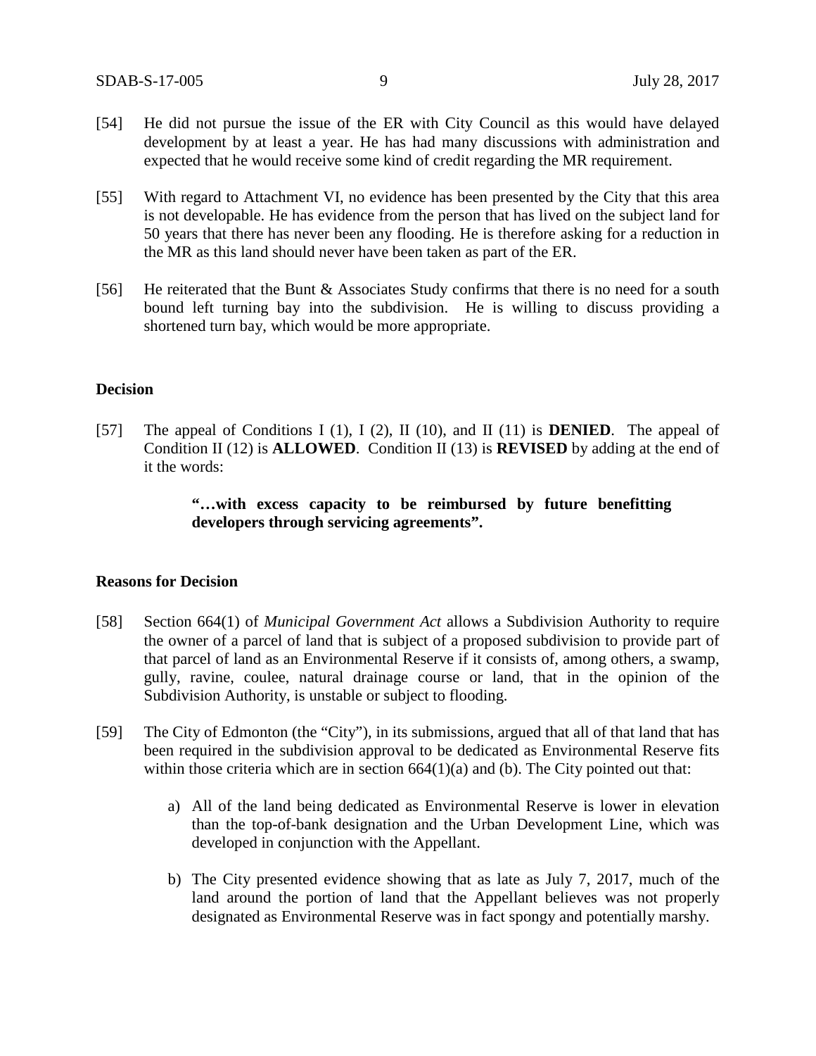[54] He did not pursue the issue of the ER with City Council as this would have delayed development by at least a year. He has had many discussions with administration and expected that he would receive some kind of credit regarding the MR requirement.

[55] With regard to Attachment VI, no evidence has been presented by the City that this area is not developable. He has evidence from the person that has lived on the subject land for 50 years that there has never been any flooding. He is therefore asking for a reduction in the MR as this land should never have been taken as part of the ER.

[56] He reiterated that the Bunt & Associates Study confirms that there is no need for a south bound left turning bay into the subdivision. He is willing to discuss providing a shortened turn bay, which would be more appropriate.

## Decision

[57] The appeal of Conditions I (1), I (2), II (10), and II (11) is **DENIED**. The appeal of Condition II (12) is **ALLOWED**. Condition II (13) is **REVISED** by adding at the end of it the words:

> **"…with excess capacity to be reimbursed by future benefitting developers through servicing agreements".**

## Reasons for Decision

[58] Section 664(1) of *Municipal Government Act* allows a Subdivision Authority to require the owner of a parcel of land that is subject of a proposed subdivision to provide part of that parcel of land as an Environmental Reserve if it consists of, among others, a swamp, gully, ravine, coulee, natural drainage course or land, that in the opinion of the Subdivision Authority, is unstable or subject to flooding.

[59] The City of Edmonton (the "City"), in its submissions, argued that all of that land that has been required in the subdivision approval to be dedicated as Environmental Reserve fits within those criteria which are in section 664(1)(a) and (b). The City pointed out that:

a) All of the land being dedicated as Environmental Reserve is lower in elevation than the top-of-bank designation and the Urban Development Line, which was developed in conjunction with the Appellant.

b) The City presented evidence showing that as late as July 7, 2017, much of the land around the portion of land that the Appellant believes was not properly designated as Environmental Reserve was in fact spongy and potentially marshy.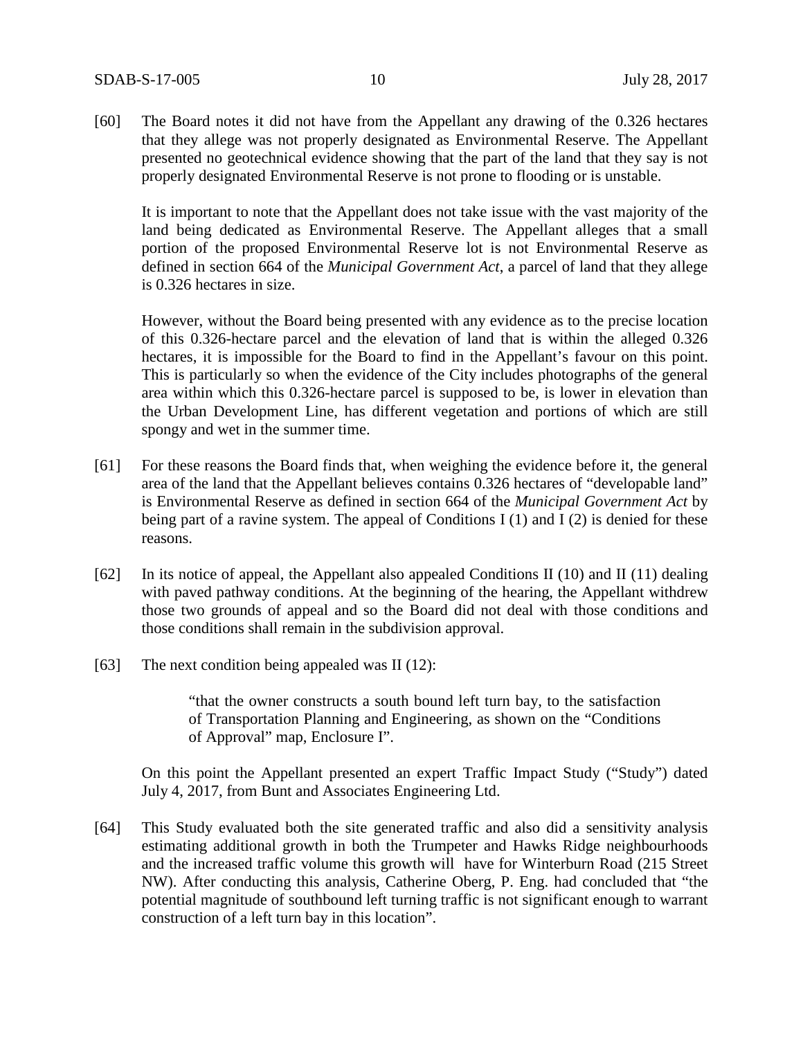[60] The Board notes it did not have from the Appellant any drawing of the 0.326 hectares that they allege was not properly designated as Environmental Reserve. The Appellant presented no geotechnical evidence showing that the part of the land that they say is not properly designated Environmental Reserve is not prone to flooding or is unstable.

It is important to note that the Appellant does not take issue with the vast majority of the land being dedicated as Environmental Reserve. The Appellant alleges that a small portion of the proposed Environmental Reserve lot is not Environmental Reserve as defined in section 664 of the *Municipal Government Act*, a parcel of land that they allege is 0.326 hectares in size.

However, without the Board being presented with any evidence as to the precise location of this 0.326-hectare parcel and the elevation of land that is within the alleged 0.326 hectares, it is impossible for the Board to find in the Appellant's favour on this point. This is particularly so when the evidence of the City includes photographs of the general area within which this 0.326-hectare parcel is supposed to be, is lower in elevation than the Urban Development Line, has different vegetation and portions of which are still spongy and wet in the summer time.

[61] For these reasons the Board finds that, when weighing the evidence before it, the general area of the land that the Appellant believes contains 0.326 hectares of "developable land" is Environmental Reserve as defined in section 664 of the *Municipal Government Act* by being part of a ravine system. The appeal of Conditions I (1) and I (2) is denied for these reasons.

[62] In its notice of appeal, the Appellant also appealed Conditions II (10) and II (11) dealing with paved pathway conditions. At the beginning of the hearing, the Appellant withdrew those two grounds of appeal and so the Board did not deal with those conditions and those conditions shall remain in the subdivision approval.

[63] The next condition being appealed was II (12):

> "that the owner constructs a south bound left turn bay, to the satisfaction of Transportation Planning and Engineering, as shown on the "Conditions of Approval" map, Enclosure I".

On this point the Appellant presented an expert Traffic Impact Study ("Study") dated July 4, 2017, from Bunt and Associates Engineering Ltd.

[64] This Study evaluated both the site generated traffic and also did a sensitivity analysis estimating additional growth in both the Trumpeter and Hawks Ridge neighbourhoods and the increased traffic volume this growth will have for Winterburn Road (215 Street NW). After conducting this analysis, Catherine Oberg, P. Eng. had concluded that "the potential magnitude of southbound left turning traffic is not significant enough to warrant construction of a left turn bay in this location".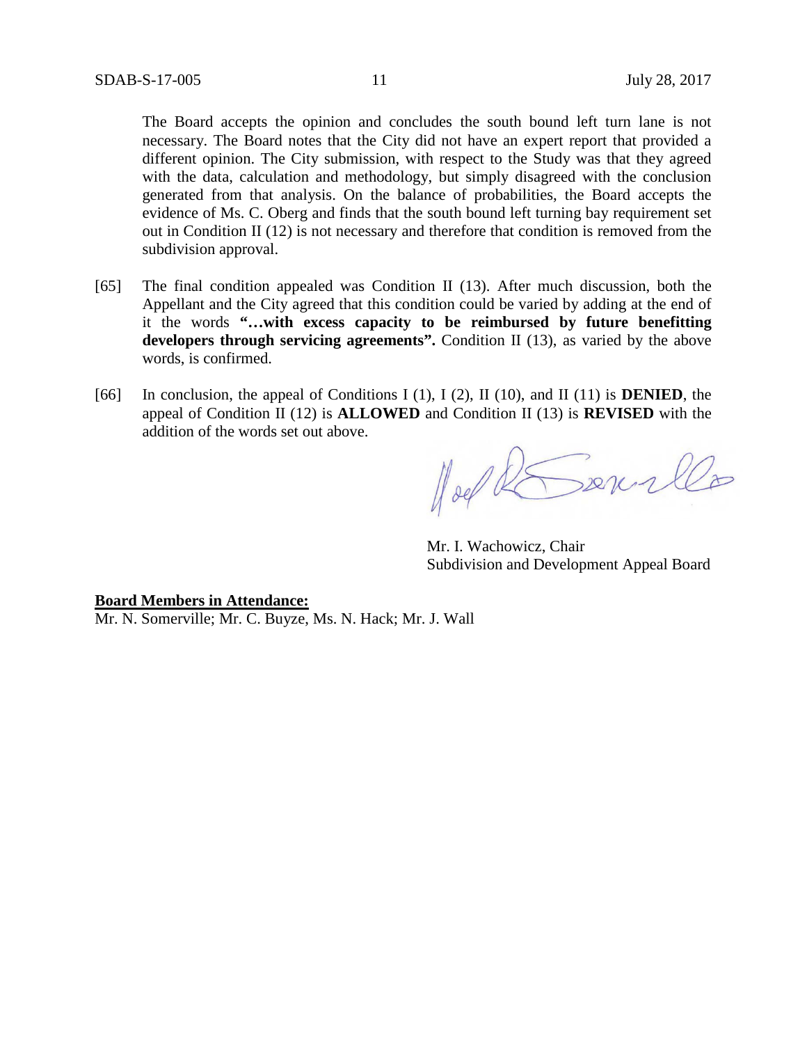The Board accepts the opinion and concludes the south bound left turn lane is not necessary. The Board notes that the City did not have an expert report that provided a different opinion. The City submission, with respect to the Study was that they agreed with the data, calculation and methodology, but simply disagreed with the conclusion generated from that analysis. On the balance of probabilities, the Board accepts the evidence of Ms. C. Oberg and finds that the south bound left turning bay requirement set out in Condition II (12) is not necessary and therefore that condition is removed from the subdivision approval.

[65] The final condition appealed was Condition II (13). After much discussion, both the Appellant and the City agreed that this condition could be varied by adding at the end of it the words **"…with excess capacity to be reimbursed by future benefitting developers through servicing agreements".** Condition II (13), as varied by the above words, is confirmed.

[66] In conclusion, the appeal of Conditions I (1), I (2), II (10), and II (11) is **DENIED**, the appeal of Condition II (12) is **ALLOWED** and Condition II (13) is **REVISED** with the addition of the words set out above.

Mr. I. Wachowicz, Chair
Subdivision and Development Appeal Board

**Board Members in Attendance:**
Mr. N. Somerville; Mr. C. Buyze, Ms. N. Hack; Mr. J. Wall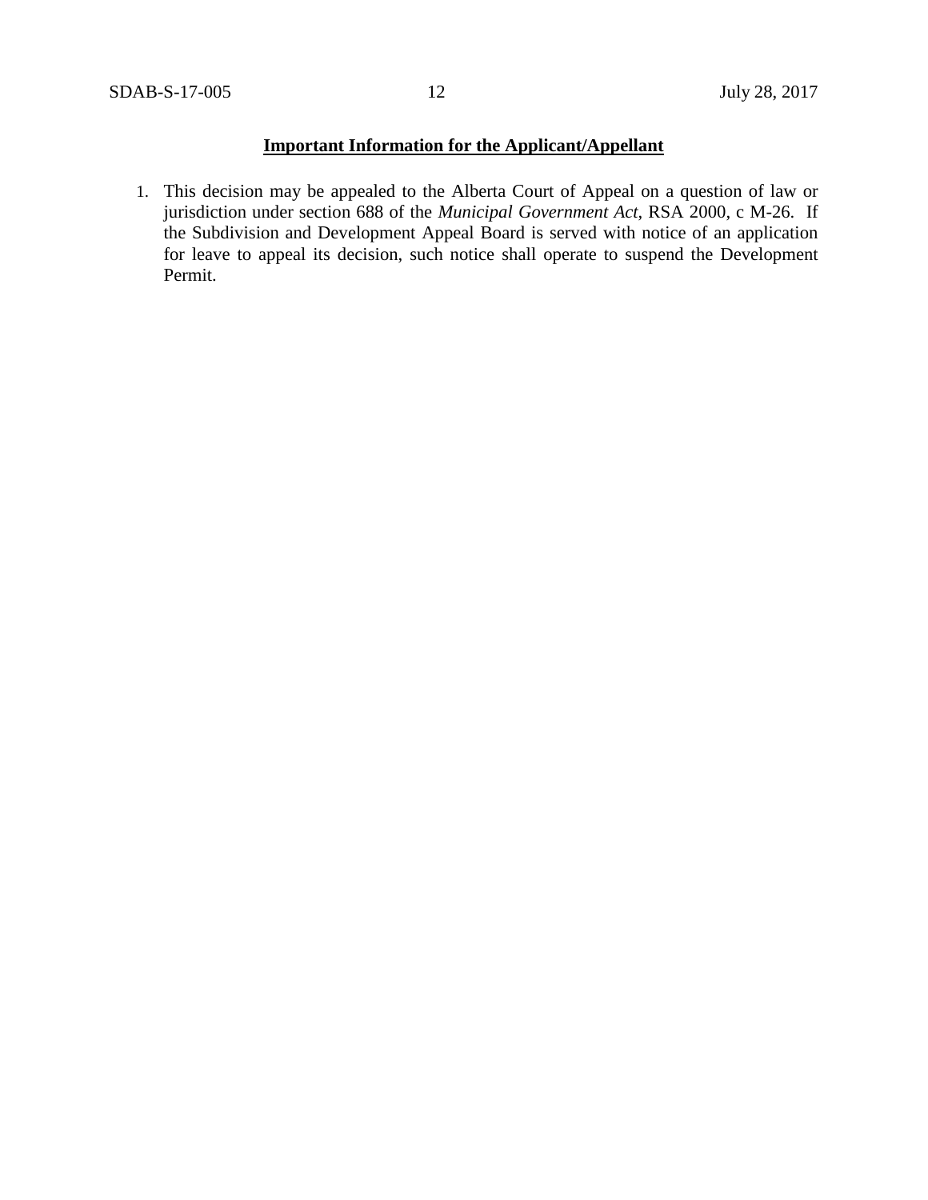**Important Information for the Applicant/Appellant**

1. This decision may be appealed to the Alberta Court of Appeal on a question of law or jurisdiction under section 688 of the *Municipal Government Act*, RSA 2000, c M-26. If the Subdivision and Development Appeal Board is served with notice of an application for leave to appeal its decision, such notice shall operate to suspend the Development Permit.